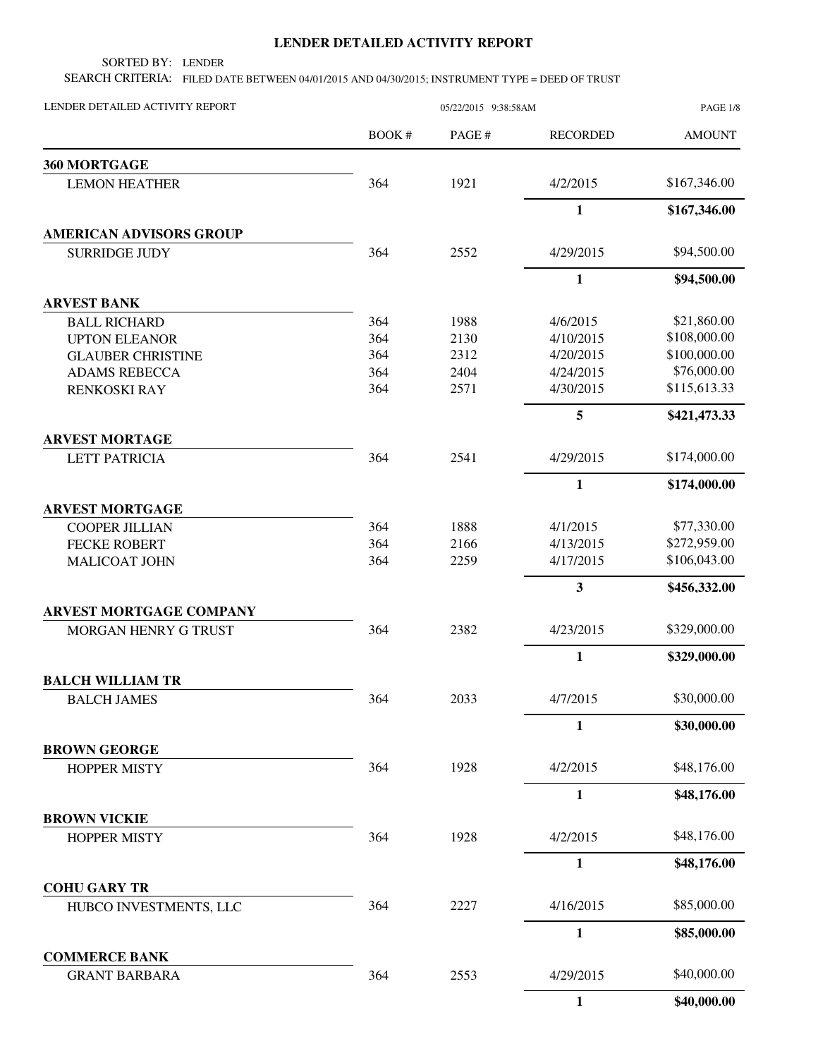# LENDER DETAILED ACTIVITY REPORT

SORTED BY: LENDER

SEARCH CRITERIA: FILED DATE BETWEEN 04/01/2015 AND 04/30/2015; INSTRUMENT TYPE = DEED OF TRUST

LENDER DETAILED ACTIVITY REPORT 05/22/2015 9:38:58AM

| | BOOK # | PAGE # | RECORDED | AMOUNT |
|---|---|---|---|---|
| **360 MORTGAGE** | | | | |
| LEMON HEATHER | 364 | 1921 | 4/2/2015 | $167,346.00 |
| | | | **1** | **$167,346.00** |
| **AMERICAN ADVISORS GROUP** | | | | |
| SURRIDGE JUDY | 364 | 2552 | 4/29/2015 | $94,500.00 |
| | | | **1** | **$94,500.00** |
| **ARVEST BANK** | | | | |
| BALL RICHARD | 364 | 1988 | 4/6/2015 | $21,860.00 |
| UPTON ELEANOR | 364 | 2130 | 4/10/2015 | $108,000.00 |
| GLAUBER CHRISTINE | 364 | 2312 | 4/20/2015 | $100,000.00 |
| ADAMS REBECCA | 364 | 2404 | 4/24/2015 | $76,000.00 |
| RENKOSKI RAY | 364 | 2571 | 4/30/2015 | $115,613.33 |
| | | | **5** | **$421,473.33** |
| **ARVEST MORTAGE** | | | | |
| LETT PATRICIA | 364 | 2541 | 4/29/2015 | $174,000.00 |
| | | | **1** | **$174,000.00** |
| **ARVEST MORTGAGE** | | | | |
| COOPER JILLIAN | 364 | 1888 | 4/1/2015 | $77,330.00 |
| FECKE ROBERT | 364 | 2166 | 4/13/2015 | $272,959.00 |
| MALICOAT JOHN | 364 | 2259 | 4/17/2015 | $106,043.00 |
| | | | **3** | **$456,332.00** |
| **ARVEST MORTGAGE COMPANY** | | | | |
| MORGAN HENRY G TRUST | 364 | 2382 | 4/23/2015 | $329,000.00 |
| | | | **1** | **$329,000.00** |
| **BALCH WILLIAM TR** | | | | |
| BALCH JAMES | 364 | 2033 | 4/7/2015 | $30,000.00 |
| | | | **1** | **$30,000.00** |
| **BROWN GEORGE** | | | | |
| HOPPER MISTY | 364 | 1928 | 4/2/2015 | $48,176.00 |
| | | | **1** | **$48,176.00** |
| **BROWN VICKIE** | | | | |
| HOPPER MISTY | 364 | 1928 | 4/2/2015 | $48,176.00 |
| | | | **1** | **$48,176.00** |
| **COHU GARY TR** | | | | |
| HUBCO INVESTMENTS, LLC | 364 | 2227 | 4/16/2015 | $85,000.00 |
| | | | **1** | **$85,000.00** |
| **COMMERCE BANK** | | | | |
| GRANT BARBARA | 364 | 2553 | 4/29/2015 | $40,000.00 |
| | | | **1** | **$40,000.00** |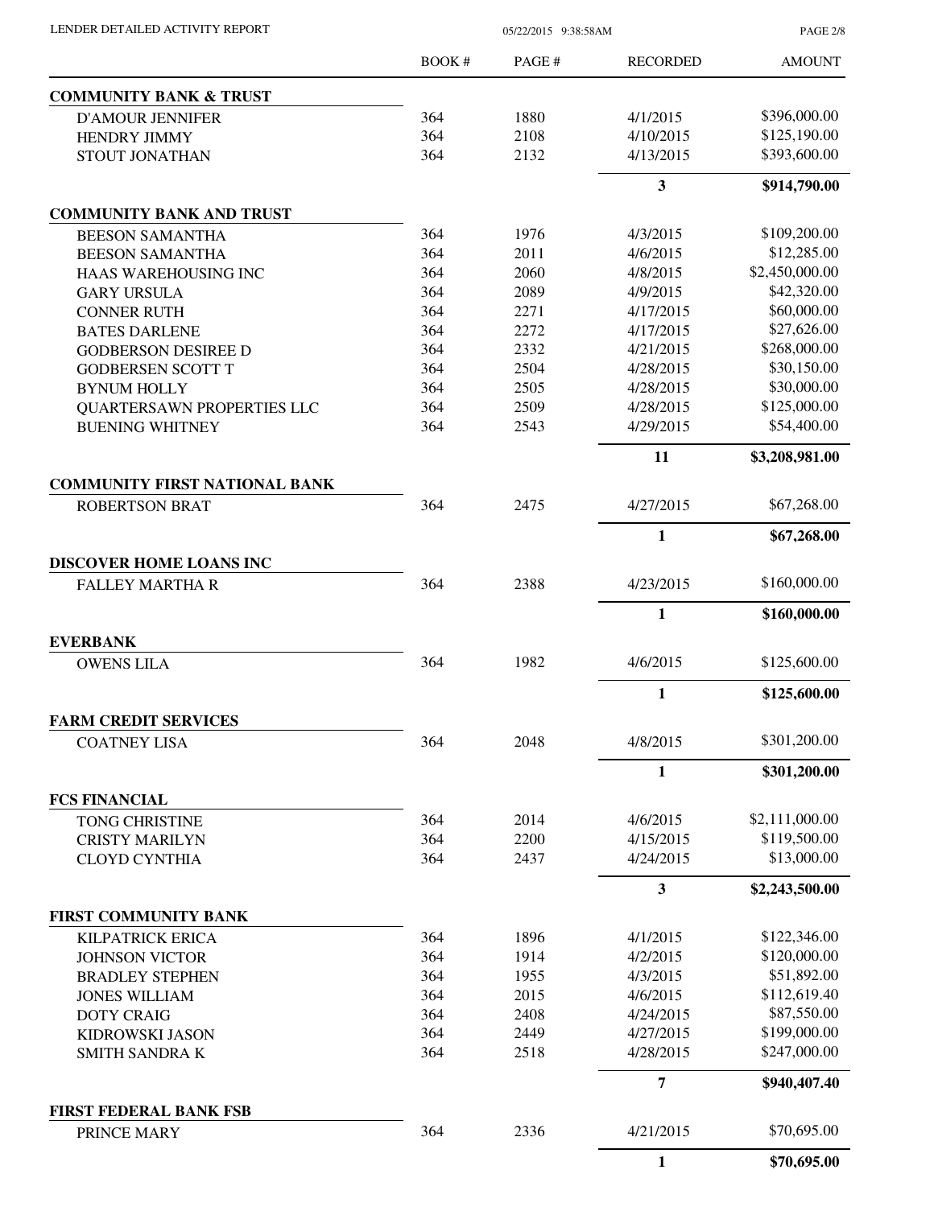| | BOOK # | PAGE # | RECORDED | AMOUNT |
|---|---|---|---|---|
| **COMMUNITY BANK & TRUST** | | | | |
| D'AMOUR JENNIFER | 364 | 1880 | 4/1/2015 | $396,000.00 |
| HENDRY JIMMY | 364 | 2108 | 4/10/2015 | $125,190.00 |
| STOUT JONATHAN | 364 | 2132 | 4/13/2015 | $393,600.00 |
| | | | **3** | **$914,790.00** |
| **COMMUNITY BANK AND TRUST** | | | | |
| BEESON SAMANTHA | 364 | 1976 | 4/3/2015 | $109,200.00 |
| BEESON SAMANTHA | 364 | 2011 | 4/6/2015 | $12,285.00 |
| HAAS WAREHOUSING INC | 364 | 2060 | 4/8/2015 | $2,450,000.00 |
| GARY URSULA | 364 | 2089 | 4/9/2015 | $42,320.00 |
| CONNER RUTH | 364 | 2271 | 4/17/2015 | $60,000.00 |
| BATES DARLENE | 364 | 2272 | 4/17/2015 | $27,626.00 |
| GODBERSON DESIREE D | 364 | 2332 | 4/21/2015 | $268,000.00 |
| GODBERSEN SCOTT T | 364 | 2504 | 4/28/2015 | $30,150.00 |
| BYNUM HOLLY | 364 | 2505 | 4/28/2015 | $30,000.00 |
| QUARTERSAWN PROPERTIES LLC | 364 | 2509 | 4/28/2015 | $125,000.00 |
| BUENING WHITNEY | 364 | 2543 | 4/29/2015 | $54,400.00 |
| | | | **11** | **$3,208,981.00** |
| **COMMUNITY FIRST NATIONAL BANK** | | | | |
| ROBERTSON BRAT | 364 | 2475 | 4/27/2015 | $67,268.00 |
| | | | **1** | **$67,268.00** |
| **DISCOVER HOME LOANS INC** | | | | |
| FALLEY MARTHA R | 364 | 2388 | 4/23/2015 | $160,000.00 |
| | | | **1** | **$160,000.00** |
| **EVERBANK** | | | | |
| OWENS LILA | 364 | 1982 | 4/6/2015 | $125,600.00 |
| | | | **1** | **$125,600.00** |
| **FARM CREDIT SERVICES** | | | | |
| COATNEY LISA | 364 | 2048 | 4/8/2015 | $301,200.00 |
| | | | **1** | **$301,200.00** |
| **FCS FINANCIAL** | | | | |
| TONG CHRISTINE | 364 | 2014 | 4/6/2015 | $2,111,000.00 |
| CRISTY MARILYN | 364 | 2200 | 4/15/2015 | $119,500.00 |
| CLOYD CYNTHIA | 364 | 2437 | 4/24/2015 | $13,000.00 |
| | | | **3** | **$2,243,500.00** |
| **FIRST COMMUNITY BANK** | | | | |
| KILPATRICK ERICA | 364 | 1896 | 4/1/2015 | $122,346.00 |
| JOHNSON VICTOR | 364 | 1914 | 4/2/2015 | $120,000.00 |
| BRADLEY STEPHEN | 364 | 1955 | 4/3/2015 | $51,892.00 |
| JONES WILLIAM | 364 | 2015 | 4/6/2015 | $112,619.40 |
| DOTY CRAIG | 364 | 2408 | 4/24/2015 | $87,550.00 |
| KIDROWSKI JASON | 364 | 2449 | 4/27/2015 | $199,000.00 |
| SMITH SANDRA K | 364 | 2518 | 4/28/2015 | $247,000.00 |
| | | | **7** | **$940,407.40** |
| **FIRST FEDERAL BANK FSB** | | | | |
| PRINCE MARY | 364 | 2336 | 4/21/2015 | $70,695.00 |
| | | | **1** | **$70,695.00** |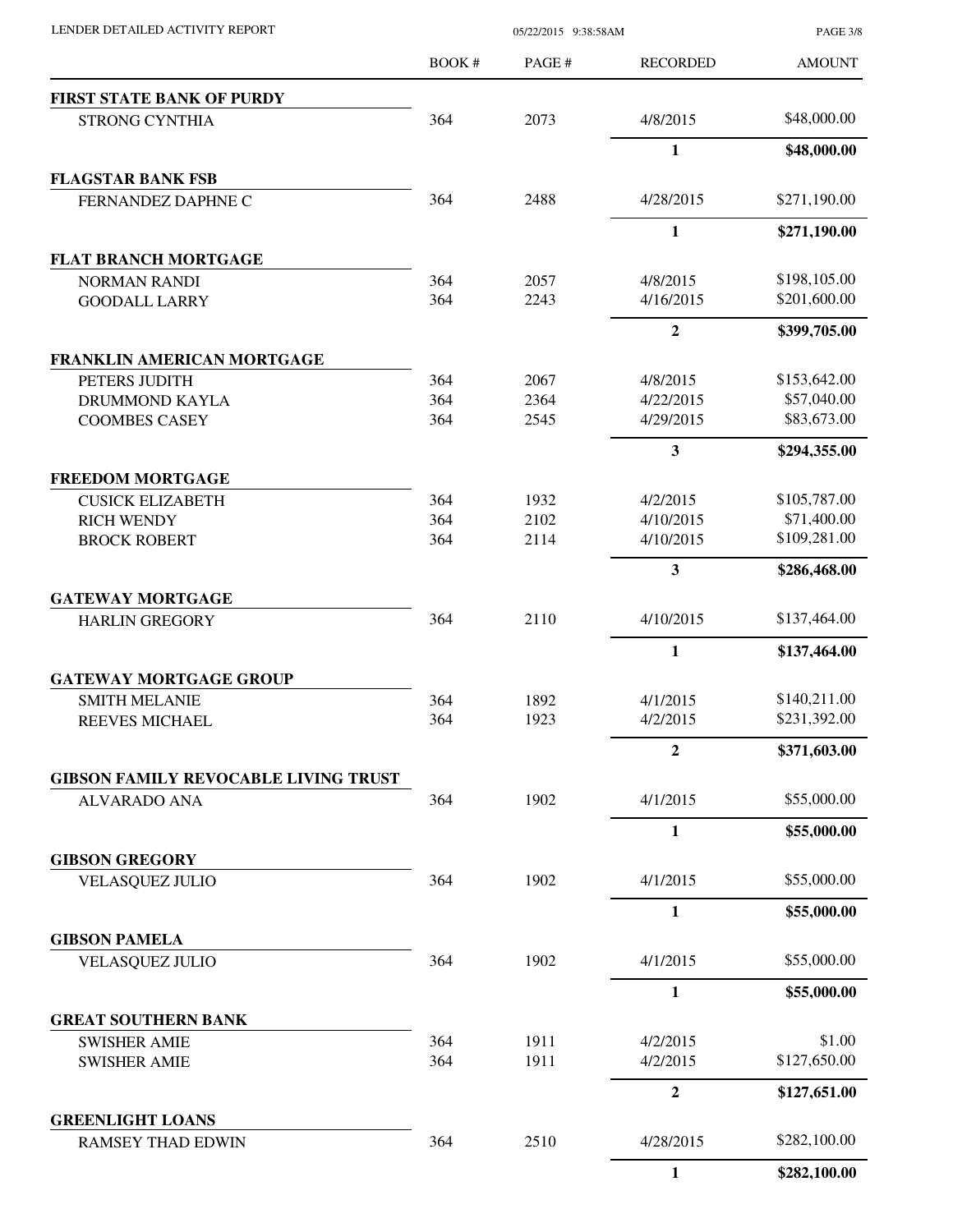LENDER DETAILED ACTIVITY REPORT

| | BOOK # | PAGE # | RECORDED | AMOUNT |
|---|---|---|---|---|
| **FIRST STATE BANK OF PURDY** | | | | |
| STRONG CYNTHIA | 364 | 2073 | 4/8/2015 | $48,000.00 |
| | | | **1** | **$48,000.00** |
| **FLAGSTAR BANK FSB** | | | | |
| FERNANDEZ DAPHNE C | 364 | 2488 | 4/28/2015 | $271,190.00 |
| | | | **1** | **$271,190.00** |
| **FLAT BRANCH MORTGAGE** | | | | |
| NORMAN RANDI | 364 | 2057 | 4/8/2015 | $198,105.00 |
| GOODALL LARRY | 364 | 2243 | 4/16/2015 | $201,600.00 |
| | | | **2** | **$399,705.00** |
| **FRANKLIN AMERICAN MORTGAGE** | | | | |
| PETERS JUDITH | 364 | 2067 | 4/8/2015 | $153,642.00 |
| DRUMMOND KAYLA | 364 | 2364 | 4/22/2015 | $57,040.00 |
| COOMBES CASEY | 364 | 2545 | 4/29/2015 | $83,673.00 |
| | | | **3** | **$294,355.00** |
| **FREEDOM MORTGAGE** | | | | |
| CUSICK ELIZABETH | 364 | 1932 | 4/2/2015 | $105,787.00 |
| RICH WENDY | 364 | 2102 | 4/10/2015 | $71,400.00 |
| BROCK ROBERT | 364 | 2114 | 4/10/2015 | $109,281.00 |
| | | | **3** | **$286,468.00** |
| **GATEWAY MORTGAGE** | | | | |
| HARLIN GREGORY | 364 | 2110 | 4/10/2015 | $137,464.00 |
| | | | **1** | **$137,464.00** |
| **GATEWAY MORTGAGE GROUP** | | | | |
| SMITH MELANIE | 364 | 1892 | 4/1/2015 | $140,211.00 |
| REEVES MICHAEL | 364 | 1923 | 4/2/2015 | $231,392.00 |
| | | | **2** | **$371,603.00** |
| **GIBSON FAMILY REVOCABLE LIVING TRUST** | | | | |
| ALVARADO ANA | 364 | 1902 | 4/1/2015 | $55,000.00 |
| | | | **1** | **$55,000.00** |
| **GIBSON GREGORY** | | | | |
| VELASQUEZ JULIO | 364 | 1902 | 4/1/2015 | $55,000.00 |
| | | | **1** | **$55,000.00** |
| **GIBSON PAMELA** | | | | |
| VELASQUEZ JULIO | 364 | 1902 | 4/1/2015 | $55,000.00 |
| | | | **1** | **$55,000.00** |
| **GREAT SOUTHERN BANK** | | | | |
| SWISHER AMIE | 364 | 1911 | 4/2/2015 | $1.00 |
| SWISHER AMIE | 364 | 1911 | 4/2/2015 | $127,650.00 |
| | | | **2** | **$127,651.00** |
| **GREENLIGHT LOANS** | | | | |
| RAMSEY THAD EDWIN | 364 | 2510 | 4/28/2015 | $282,100.00 |
| | | | **1** | **$282,100.00** |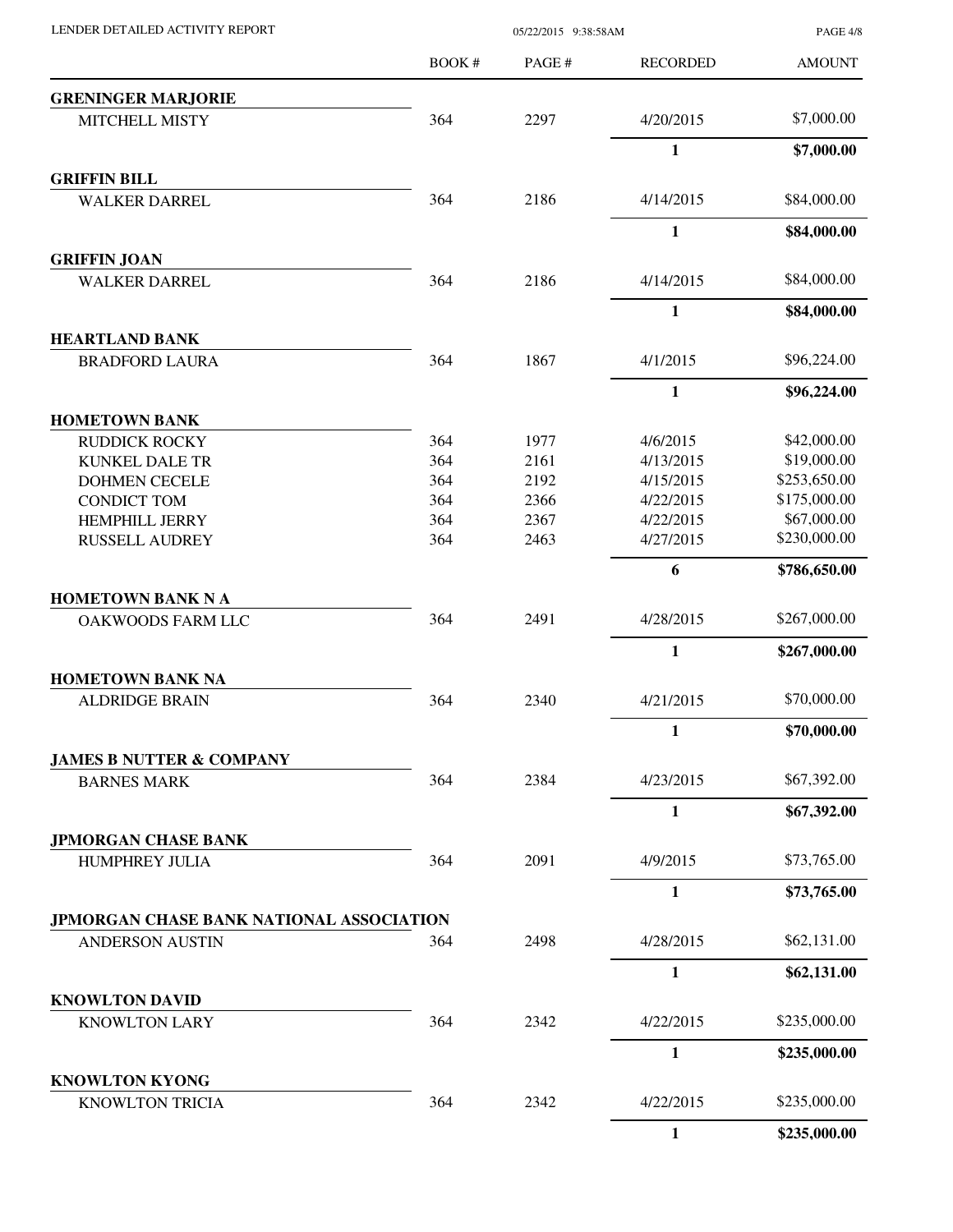# LENDER DETAILED ACTIVITY REPORT

05/22/2015 9:38:58AM

| | BOOK # | PAGE # | RECORDED | AMOUNT |
|---|---|---|---|---|
| **GRENINGER MARJORIE** | | | | |
| MITCHELL MISTY | 364 | 2297 | 4/20/2015 | $7,000.00 |
| | | | **1** | **$7,000.00** |
| **GRIFFIN BILL** | | | | |
| WALKER DARREL | 364 | 2186 | 4/14/2015 | $84,000.00 |
| | | | **1** | **$84,000.00** |
| **GRIFFIN JOAN** | | | | |
| WALKER DARREL | 364 | 2186 | 4/14/2015 | $84,000.00 |
| | | | **1** | **$84,000.00** |
| **HEARTLAND BANK** | | | | |
| BRADFORD LAURA | 364 | 1867 | 4/1/2015 | $96,224.00 |
| | | | **1** | **$96,224.00** |
| **HOMETOWN BANK** | | | | |
| RUDDICK ROCKY | 364 | 1977 | 4/6/2015 | $42,000.00 |
| KUNKEL DALE TR | 364 | 2161 | 4/13/2015 | $19,000.00 |
| DOHMEN CECELE | 364 | 2192 | 4/15/2015 | $253,650.00 |
| CONDICT TOM | 364 | 2366 | 4/22/2015 | $175,000.00 |
| HEMPHILL JERRY | 364 | 2367 | 4/22/2015 | $67,000.00 |
| RUSSELL AUDREY | 364 | 2463 | 4/27/2015 | $230,000.00 |
| | | | **6** | **$786,650.00** |
| **HOMETOWN BANK N A** | | | | |
| OAKWOODS FARM LLC | 364 | 2491 | 4/28/2015 | $267,000.00 |
| | | | **1** | **$267,000.00** |
| **HOMETOWN BANK NA** | | | | |
| ALDRIDGE BRAIN | 364 | 2340 | 4/21/2015 | $70,000.00 |
| | | | **1** | **$70,000.00** |
| **JAMES B NUTTER & COMPANY** | | | | |
| BARNES MARK | 364 | 2384 | 4/23/2015 | $67,392.00 |
| | | | **1** | **$67,392.00** |
| **JPMORGAN CHASE BANK** | | | | |
| HUMPHREY JULIA | 364 | 2091 | 4/9/2015 | $73,765.00 |
| | | | **1** | **$73,765.00** |
| **JPMORGAN CHASE BANK NATIONAL ASSOCIATION** | | | | |
| ANDERSON AUSTIN | 364 | 2498 | 4/28/2015 | $62,131.00 |
| | | | **1** | **$62,131.00** |
| **KNOWLTON DAVID** | | | | |
| KNOWLTON LARY | 364 | 2342 | 4/22/2015 | $235,000.00 |
| | | | **1** | **$235,000.00** |
| **KNOWLTON KYONG** | | | | |
| KNOWLTON TRICIA | 364 | 2342 | 4/22/2015 | $235,000.00 |
| | | | **1** | **$235,000.00** |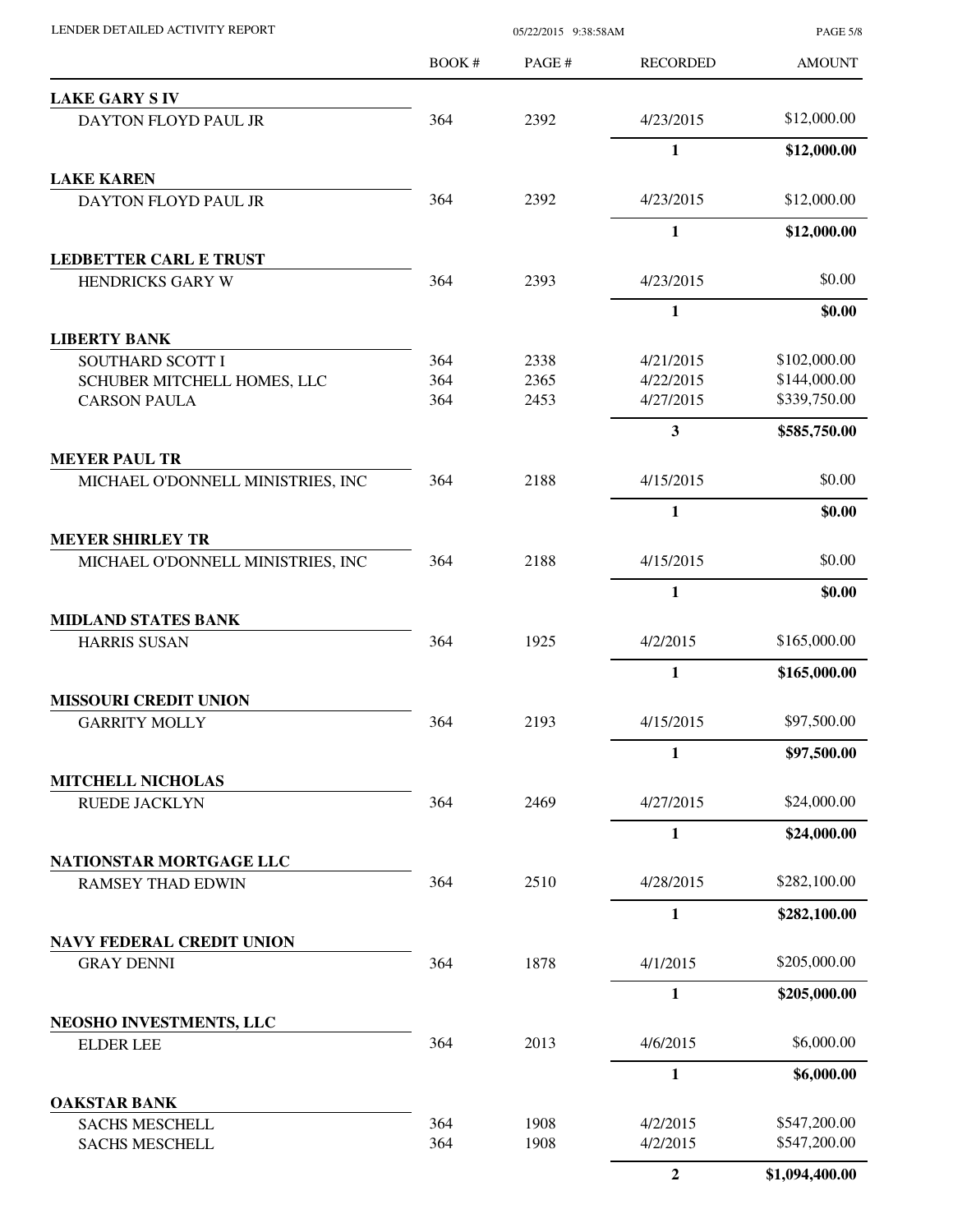LENDER DETAILED ACTIVITY REPORT

| | BOOK # | PAGE # | RECORDED | AMOUNT |
|---|---|---|---|---|
| **LAKE GARY S IV** | | | | |
| DAYTON FLOYD PAUL JR | 364 | 2392 | 4/23/2015 | $12,000.00 |
| | | | **1** | **$12,000.00** |
| **LAKE KAREN** | | | | |
| DAYTON FLOYD PAUL JR | 364 | 2392 | 4/23/2015 | $12,000.00 |
| | | | **1** | **$12,000.00** |
| **LEDBETTER CARL E TRUST** | | | | |
| HENDRICKS GARY W | 364 | 2393 | 4/23/2015 | $0.00 |
| | | | **1** | **$0.00** |
| **LIBERTY BANK** | | | | |
| SOUTHARD SCOTT I | 364 | 2338 | 4/21/2015 | $102,000.00 |
| SCHUBER MITCHELL HOMES, LLC | 364 | 2365 | 4/22/2015 | $144,000.00 |
| CARSON PAULA | 364 | 2453 | 4/27/2015 | $339,750.00 |
| | | | **3** | **$585,750.00** |
| **MEYER PAUL TR** | | | | |
| MICHAEL O'DONNELL MINISTRIES, INC | 364 | 2188 | 4/15/2015 | $0.00 |
| | | | **1** | **$0.00** |
| **MEYER SHIRLEY TR** | | | | |
| MICHAEL O'DONNELL MINISTRIES, INC | 364 | 2188 | 4/15/2015 | $0.00 |
| | | | **1** | **$0.00** |
| **MIDLAND STATES BANK** | | | | |
| HARRIS SUSAN | 364 | 1925 | 4/2/2015 | $165,000.00 |
| | | | **1** | **$165,000.00** |
| **MISSOURI CREDIT UNION** | | | | |
| GARRITY MOLLY | 364 | 2193 | 4/15/2015 | $97,500.00 |
| | | | **1** | **$97,500.00** |
| **MITCHELL NICHOLAS** | | | | |
| RUEDE JACKLYN | 364 | 2469 | 4/27/2015 | $24,000.00 |
| | | | **1** | **$24,000.00** |
| **NATIONSTAR MORTGAGE LLC** | | | | |
| RAMSEY THAD EDWIN | 364 | 2510 | 4/28/2015 | $282,100.00 |
| | | | **1** | **$282,100.00** |
| **NAVY FEDERAL CREDIT UNION** | | | | |
| GRAY DENNI | 364 | 1878 | 4/1/2015 | $205,000.00 |
| | | | **1** | **$205,000.00** |
| **NEOSHO INVESTMENTS, LLC** | | | | |
| ELDER LEE | 364 | 2013 | 4/6/2015 | $6,000.00 |
| | | | **1** | **$6,000.00** |
| **OAKSTAR BANK** | | | | |
| SACHS MESCHELL | 364 | 1908 | 4/2/2015 | $547,200.00 |
| SACHS MESCHELL | 364 | 1908 | 4/2/2015 | $547,200.00 |
| | | | **2** | **$1,094,400.00** |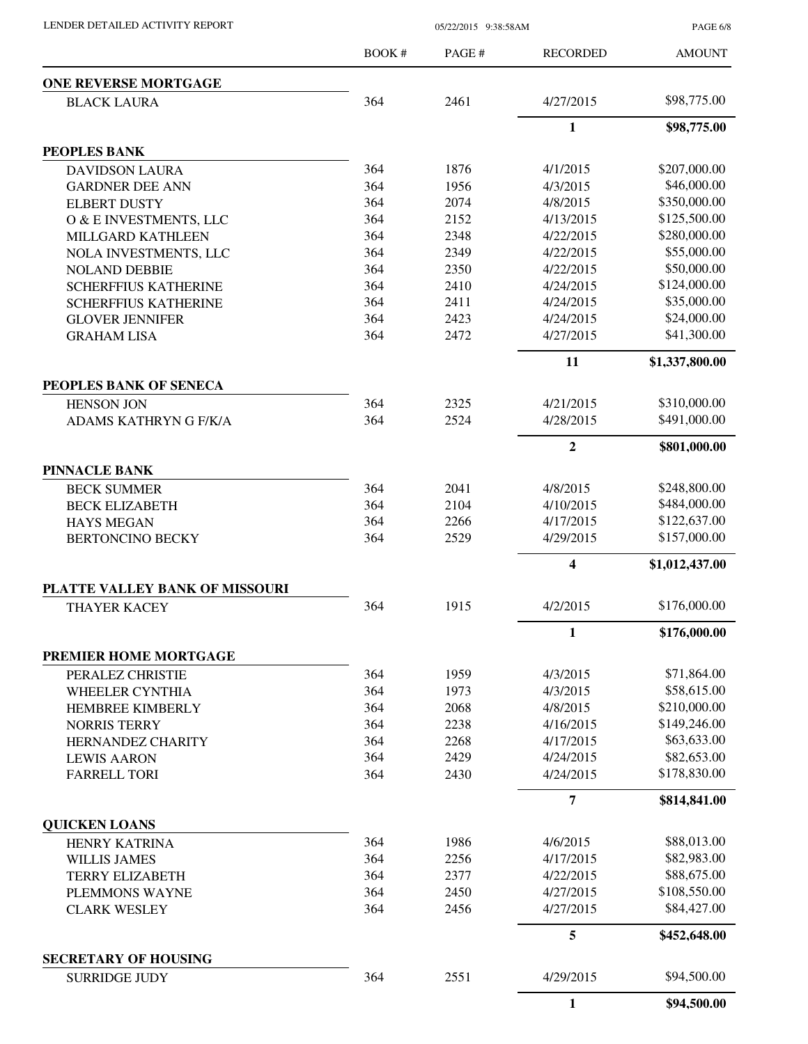# LENDER DETAILED ACTIVITY REPORT

05/22/2015 9:38:58AM

| | BOOK # | PAGE # | RECORDED | AMOUNT |
|---|---|---|---|---|
| **ONE REVERSE MORTGAGE** | | | | |
| BLACK LAURA | 364 | 2461 | 4/27/2015 | $98,775.00 |
| | | | **1** | **$98,775.00** |
| **PEOPLES BANK** | | | | |
| DAVIDSON LAURA | 364 | 1876 | 4/1/2015 | $207,000.00 |
| GARDNER DEE ANN | 364 | 1956 | 4/3/2015 | $46,000.00 |
| ELBERT DUSTY | 364 | 2074 | 4/8/2015 | $350,000.00 |
| O & E INVESTMENTS, LLC | 364 | 2152 | 4/13/2015 | $125,500.00 |
| MILLGARD KATHLEEN | 364 | 2348 | 4/22/2015 | $280,000.00 |
| NOLA INVESTMENTS, LLC | 364 | 2349 | 4/22/2015 | $55,000.00 |
| NOLAND DEBBIE | 364 | 2350 | 4/22/2015 | $50,000.00 |
| SCHERFFIUS KATHERINE | 364 | 2410 | 4/24/2015 | $124,000.00 |
| SCHERFFIUS KATHERINE | 364 | 2411 | 4/24/2015 | $35,000.00 |
| GLOVER JENNIFER | 364 | 2423 | 4/24/2015 | $24,000.00 |
| GRAHAM LISA | 364 | 2472 | 4/27/2015 | $41,300.00 |
| | | | **11** | **$1,337,800.00** |
| **PEOPLES BANK OF SENECA** | | | | |
| HENSON JON | 364 | 2325 | 4/21/2015 | $310,000.00 |
| ADAMS KATHRYN G F/K/A | 364 | 2524 | 4/28/2015 | $491,000.00 |
| | | | **2** | **$801,000.00** |
| **PINNACLE BANK** | | | | |
| BECK SUMMER | 364 | 2041 | 4/8/2015 | $248,800.00 |
| BECK ELIZABETH | 364 | 2104 | 4/10/2015 | $484,000.00 |
| HAYS MEGAN | 364 | 2266 | 4/17/2015 | $122,637.00 |
| BERTONCINO BECKY | 364 | 2529 | 4/29/2015 | $157,000.00 |
| | | | **4** | **$1,012,437.00** |
| **PLATTE VALLEY BANK OF MISSOURI** | | | | |
| THAYER KACEY | 364 | 1915 | 4/2/2015 | $176,000.00 |
| | | | **1** | **$176,000.00** |
| **PREMIER HOME MORTGAGE** | | | | |
| PERALEZ CHRISTIE | 364 | 1959 | 4/3/2015 | $71,864.00 |
| WHEELER CYNTHIA | 364 | 1973 | 4/3/2015 | $58,615.00 |
| HEMBREE KIMBERLY | 364 | 2068 | 4/8/2015 | $210,000.00 |
| NORRIS TERRY | 364 | 2238 | 4/16/2015 | $149,246.00 |
| HERNANDEZ CHARITY | 364 | 2268 | 4/17/2015 | $63,633.00 |
| LEWIS AARON | 364 | 2429 | 4/24/2015 | $82,653.00 |
| FARRELL TORI | 364 | 2430 | 4/24/2015 | $178,830.00 |
| | | | **7** | **$814,841.00** |
| **QUICKEN LOANS** | | | | |
| HENRY KATRINA | 364 | 1986 | 4/6/2015 | $88,013.00 |
| WILLIS JAMES | 364 | 2256 | 4/17/2015 | $82,983.00 |
| TERRY ELIZABETH | 364 | 2377 | 4/22/2015 | $88,675.00 |
| PLEMMONS WAYNE | 364 | 2450 | 4/27/2015 | $108,550.00 |
| CLARK WESLEY | 364 | 2456 | 4/27/2015 | $84,427.00 |
| | | | **5** | **$452,648.00** |
| **SECRETARY OF HOUSING** | | | | |
| SURRIDGE JUDY | 364 | 2551 | 4/29/2015 | $94,500.00 |
| | | | **1** | **$94,500.00** |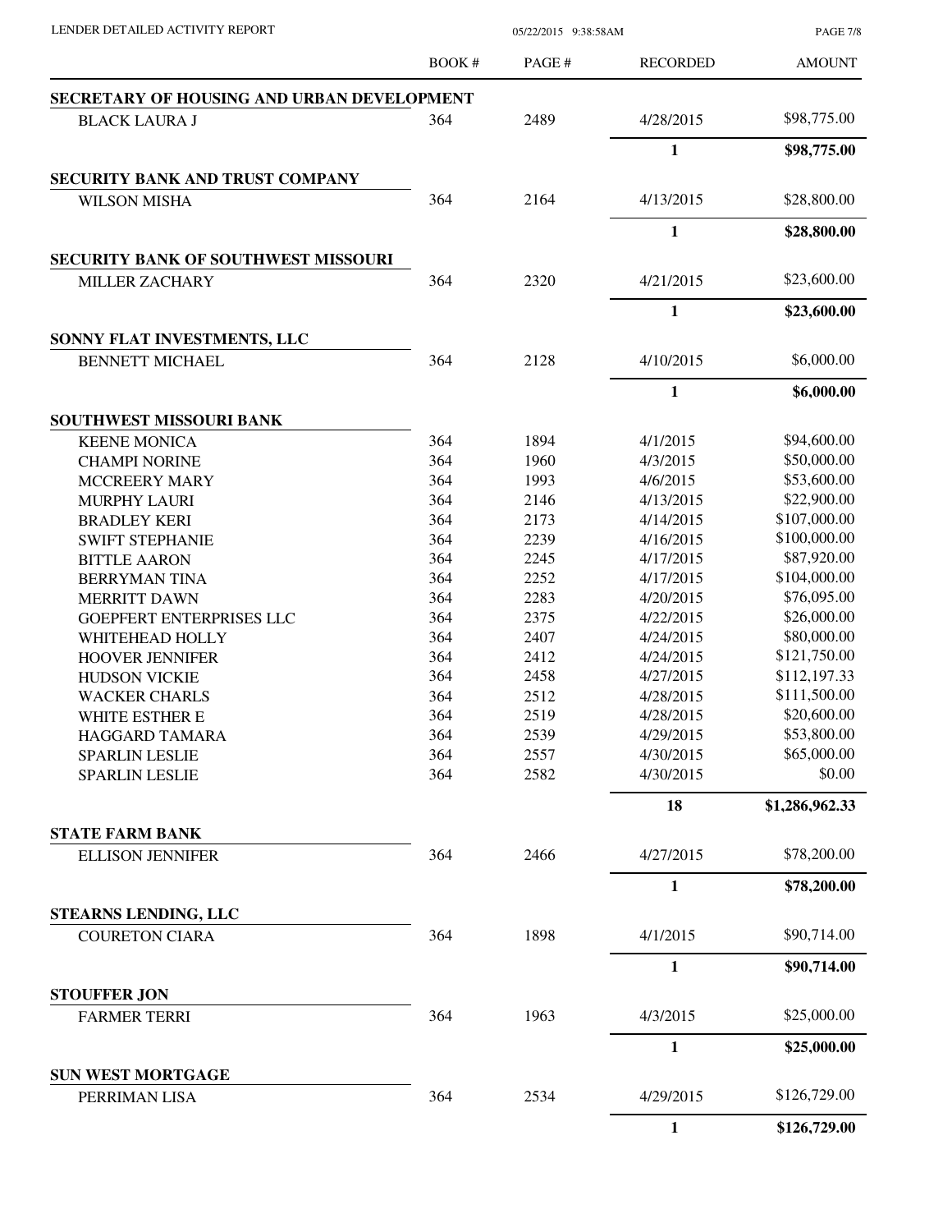LENDER DETAILED ACTIVITY REPORT 05/22/2015 9:38:58AM

| | BOOK # | PAGE # | RECORDED | AMOUNT |
|---|---|---|---|---|
| **SECRETARY OF HOUSING AND URBAN DEVELOPMENT** | | | | |
| BLACK LAURA J | 364 | 2489 | 4/28/2015 | $98,775.00 |
| | | | **1** | **$98,775.00** |
| **SECURITY BANK AND TRUST COMPANY** | | | | |
| WILSON MISHA | 364 | 2164 | 4/13/2015 | $28,800.00 |
| | | | **1** | **$28,800.00** |
| **SECURITY BANK OF SOUTHWEST MISSOURI** | | | | |
| MILLER ZACHARY | 364 | 2320 | 4/21/2015 | $23,600.00 |
| | | | **1** | **$23,600.00** |
| **SONNY FLAT INVESTMENTS, LLC** | | | | |
| BENNETT MICHAEL | 364 | 2128 | 4/10/2015 | $6,000.00 |
| | | | **1** | **$6,000.00** |
| **SOUTHWEST MISSOURI BANK** | | | | |
| KEENE MONICA | 364 | 1894 | 4/1/2015 | $94,600.00 |
| CHAMPI NORINE | 364 | 1960 | 4/3/2015 | $50,000.00 |
| MCCREERY MARY | 364 | 1993 | 4/6/2015 | $53,600.00 |
| MURPHY LAURI | 364 | 2146 | 4/13/2015 | $22,900.00 |
| BRADLEY KERI | 364 | 2173 | 4/14/2015 | $107,000.00 |
| SWIFT STEPHANIE | 364 | 2239 | 4/16/2015 | $100,000.00 |
| BITTLE AARON | 364 | 2245 | 4/17/2015 | $87,920.00 |
| BERRYMAN TINA | 364 | 2252 | 4/17/2015 | $104,000.00 |
| MERRITT DAWN | 364 | 2283 | 4/20/2015 | $76,095.00 |
| GOEPFERT ENTERPRISES LLC | 364 | 2375 | 4/22/2015 | $26,000.00 |
| WHITEHEAD HOLLY | 364 | 2407 | 4/24/2015 | $80,000.00 |
| HOOVER JENNIFER | 364 | 2412 | 4/24/2015 | $121,750.00 |
| HUDSON VICKIE | 364 | 2458 | 4/27/2015 | $112,197.33 |
| WACKER CHARLS | 364 | 2512 | 4/28/2015 | $111,500.00 |
| WHITE ESTHER E | 364 | 2519 | 4/28/2015 | $20,600.00 |
| HAGGARD TAMARA | 364 | 2539 | 4/29/2015 | $53,800.00 |
| SPARLIN LESLIE | 364 | 2557 | 4/30/2015 | $65,000.00 |
| SPARLIN LESLIE | 364 | 2582 | 4/30/2015 | $0.00 |
| | | | **18** | **$1,286,962.33** |
| **STATE FARM BANK** | | | | |
| ELLISON JENNIFER | 364 | 2466 | 4/27/2015 | $78,200.00 |
| | | | **1** | **$78,200.00** |
| **STEARNS LENDING, LLC** | | | | |
| COURETON CIARA | 364 | 1898 | 4/1/2015 | $90,714.00 |
| | | | **1** | **$90,714.00** |
| **STOUFFER JON** | | | | |
| FARMER TERRI | 364 | 1963 | 4/3/2015 | $25,000.00 |
| | | | **1** | **$25,000.00** |
| **SUN WEST MORTGAGE** | | | | |
| PERRIMAN LISA | 364 | 2534 | 4/29/2015 | $126,729.00 |
| | | | **1** | **$126,729.00** |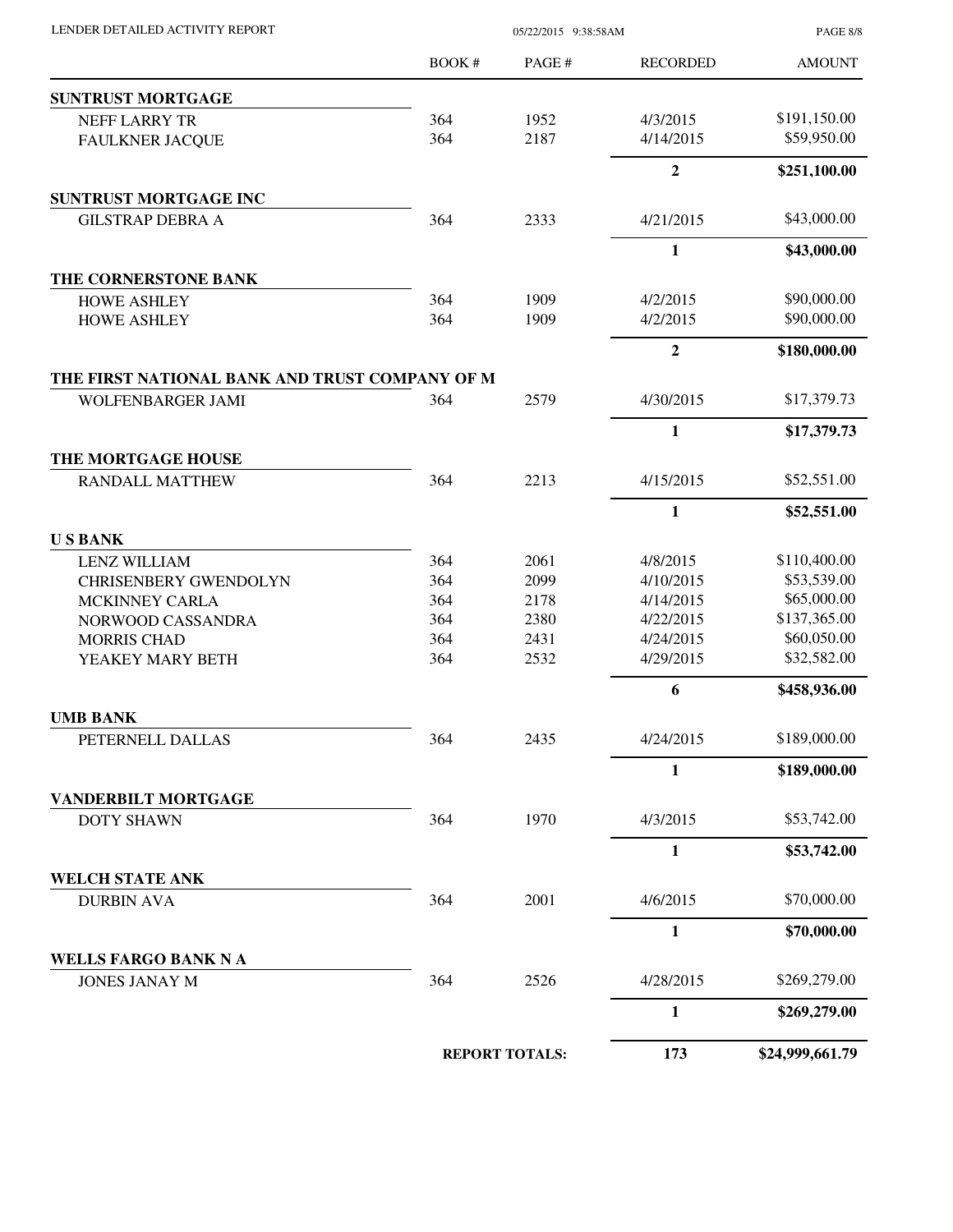| | BOOK # | PAGE # | RECORDED | AMOUNT |
|---|---|---|---|---|
| **SUNTRUST MORTGAGE** | | | | |
| NEFF LARRY TR | 364 | 1952 | 4/3/2015 | $191,150.00 |
| FAULKNER JACQUE | 364 | 2187 | 4/14/2015 | $59,950.00 |
| | | | **2** | **$251,100.00** |
| **SUNTRUST MORTGAGE INC** | | | | |
| GILSTRAP DEBRA A | 364 | 2333 | 4/21/2015 | $43,000.00 |
| | | | **1** | **$43,000.00** |
| **THE CORNERSTONE BANK** | | | | |
| HOWE ASHLEY | 364 | 1909 | 4/2/2015 | $90,000.00 |
| HOWE ASHLEY | 364 | 1909 | 4/2/2015 | $90,000.00 |
| | | | **2** | **$180,000.00** |
| **THE FIRST NATIONAL BANK AND TRUST COMPANY OF M** | | | | |
| WOLFENBARGER JAMI | 364 | 2579 | 4/30/2015 | $17,379.73 |
| | | | **1** | **$17,379.73** |
| **THE MORTGAGE HOUSE** | | | | |
| RANDALL MATTHEW | 364 | 2213 | 4/15/2015 | $52,551.00 |
| | | | **1** | **$52,551.00** |
| **U S BANK** | | | | |
| LENZ WILLIAM | 364 | 2061 | 4/8/2015 | $110,400.00 |
| CHRISENBERY GWENDOLYN | 364 | 2099 | 4/10/2015 | $53,539.00 |
| MCKINNEY CARLA | 364 | 2178 | 4/14/2015 | $65,000.00 |
| NORWOOD CASSANDRA | 364 | 2380 | 4/22/2015 | $137,365.00 |
| MORRIS CHAD | 364 | 2431 | 4/24/2015 | $60,050.00 |
| YEAKEY MARY BETH | 364 | 2532 | 4/29/2015 | $32,582.00 |
| | | | **6** | **$458,936.00** |
| **UMB BANK** | | | | |
| PETERNELL DALLAS | 364 | 2435 | 4/24/2015 | $189,000.00 |
| | | | **1** | **$189,000.00** |
| **VANDERBILT MORTGAGE** | | | | |
| DOTY SHAWN | 364 | 1970 | 4/3/2015 | $53,742.00 |
| | | | **1** | **$53,742.00** |
| **WELCH STATE ANK** | | | | |
| DURBIN AVA | 364 | 2001 | 4/6/2015 | $70,000.00 |
| | | | **1** | **$70,000.00** |
| **WELLS FARGO BANK N A** | | | | |
| JONES JANAY M | 364 | 2526 | 4/28/2015 | $269,279.00 |
| | | | **1** | **$269,279.00** |
| | **REPORT TOTALS:** | | **173** | **$24,999,661.79** |